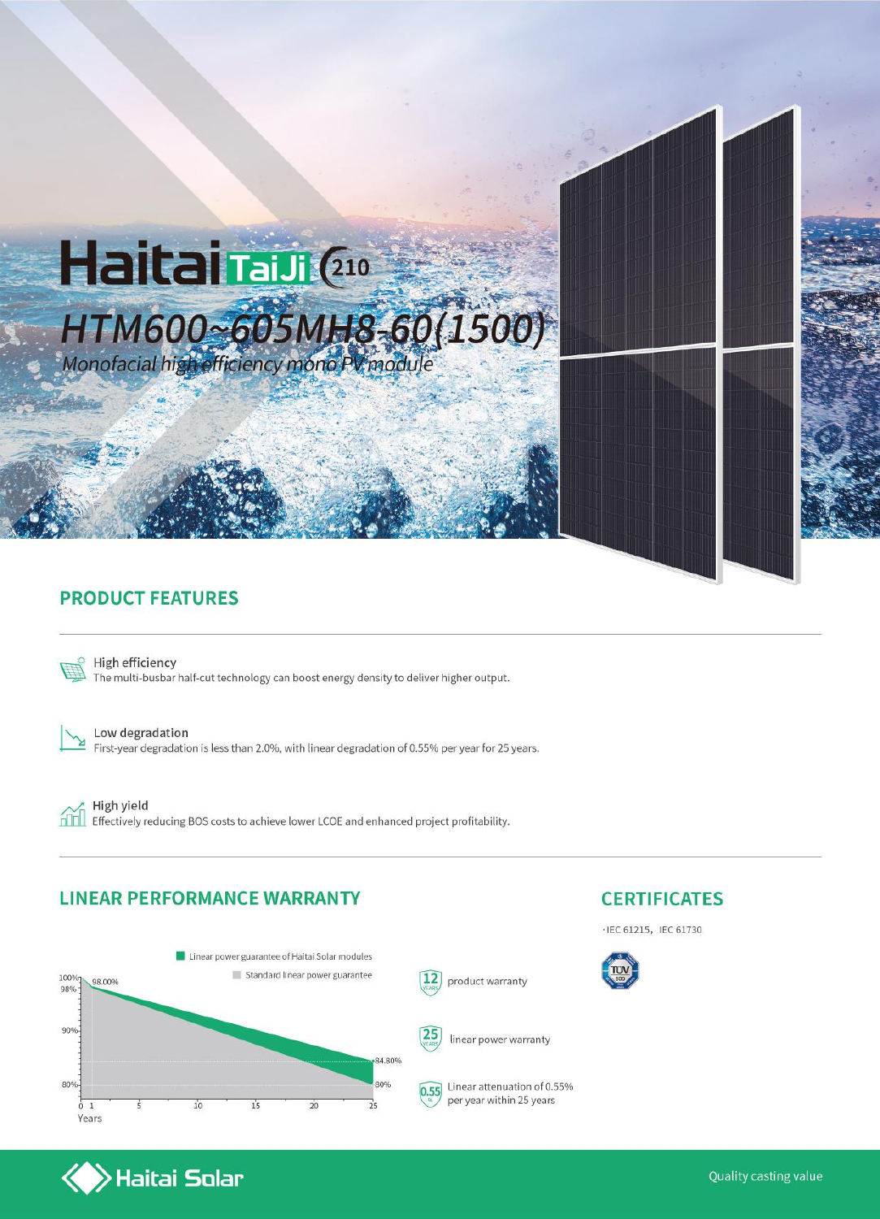# Haitai TaiJi 210

## *HTM600~605MH8-60(1500)*

*Monofacial high efficiency mono PV module*

## PRODUCT FEATURES

**High efficiency**
The multi-busbar half-cut technology can boost energy density to deliver higher output.

**Low degradation**
First-year degradation is less than 2.0%, with linear degradation of 0.55% per year for 25 years.

**High yield**
Effectively reducing BOS costs to achieve lower LCOE and enhanced project profitability.

## LINEAR PERFORMANCE WARRANTY

Linear power guarantee of Haitai Solar modules

Standard linear power guarantee

100% 98.00% 98% 90% 84.80% 80% 80%

0 1 5 10 15 20 25

Years

12 YEARS product warranty

25 YEARS linear power warranty

0.55 % Linear attenuation of 0.55% per year within 25 years

## CERTIFICATES

·IEC 61215，IEC 61730

Haitai Solar

Quality casting value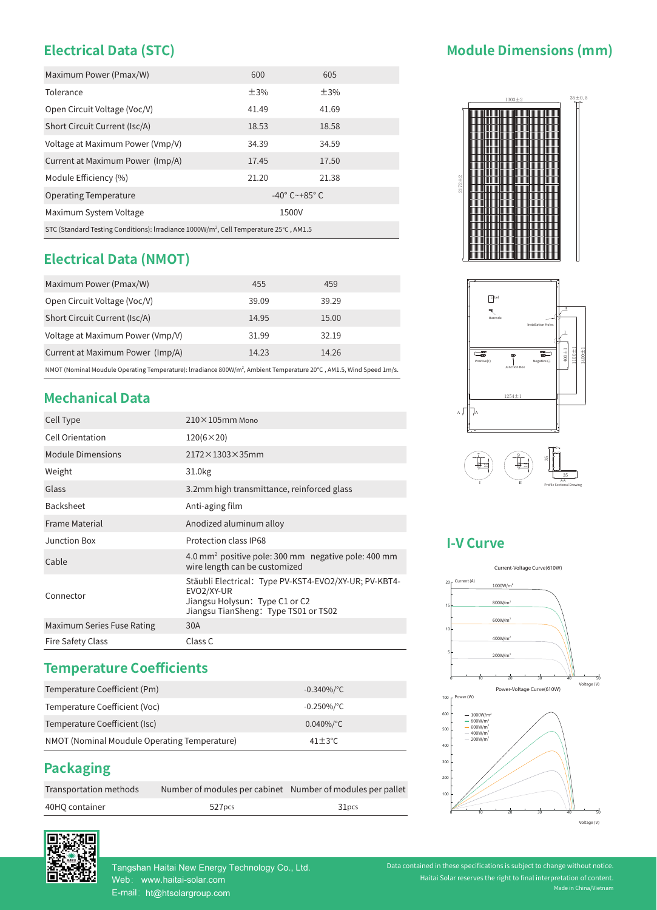## Electrical Data (STC)

| | | |
|---|---|---|
| Maximum Power (Pmax/W) | 600 | 605 |
| Tolerance | ±3% | ±3% |
| Open Circuit Voltage (Voc/V) | 41.49 | 41.69 |
| Short Circuit Current (Isc/A) | 18.53 | 18.58 |
| Voltage at Maximum Power (Vmp/V) | 34.39 | 34.59 |
| Current at Maximum Power (Imp/A) | 17.45 | 17.50 |
| Module Efficiency (%) | 21.20 | 21.38 |
| Operating Temperature | -40° C~+85° C | |
| Maximum System Voltage | 1500V | |

STC (Standard Testing Conditions): Irradiance 1000W/m², Cell Temperature 25℃ , AM1.5

## Electrical Data (NMOT)

| | | |
|---|---|---|
| Maximum Power (Pmax/W) | 455 | 459 |
| Open Circuit Voltage (Voc/V) | 39.09 | 39.29 |
| Short Circuit Current (Isc/A) | 14.95 | 15.00 |
| Voltage at Maximum Power (Vmp/V) | 31.99 | 32.19 |
| Current at Maximum Power (Imp/A) | 14.23 | 14.26 |

NMOT (Nominal Moudule Operating Temperature): Irradiance 800W/m², Ambient Temperature 20°C , AM1.5, Wind Speed 1m/s.

## Mechanical Data

| | |
|---|---|
| Cell Type | 210×105mm Mono |
| Cell Orientation | 120(6×20) |
| Module Dimensions | 2172×1303×35mm |
| Weight | 31.0kg |
| Glass | 3.2mm high transmittance, reinforced glass |
| Backsheet | Anti-aging film |
| Frame Material | Anodized aluminum alloy |
| Junction Box | Protection class IP68 |
| Cable | 4.0 mm² positive pole: 300 mm negative pole: 400 mm wire length can be customized |
| Connector | Stäubli Electrical: Type PV-KST4-EVO2/XY-UR; PV-KBT4-EVO2/XY-UR<br>Jiangsu Holysun: Type C1 or C2<br>Jiangsu TianSheng: Type TS01 or TS02 |
| Maximum Series Fuse Rating | 30A |
| Fire Safety Class | Class C |

## Temperature Coefficients

| | |
|---|---|
| Temperature Coefficient (Pm) | -0.340%/°C |
| Temperature Coefficient (Voc) | -0.250%/°C |
| Temperature Coefficient (Isc) | 0.040%/°C |
| NMOT (Nominal Moudule Operating Temperature) | 41±3°C |

## Packaging

| Transportation methods | Number of modules per cabinet | Number of modules per pallet |
|---|---|---|
| 40HQ container | 527pcs | 31pcs |

## Module Dimensions (mm)

1303±2
35±0.5
2172±2
Label
Barcode
Installation Holes
Positive(+)
Junction Box
Negative(-)
1254±1
400±1
1100±1
1400±1
A
A
I
II
7
9
35
35
A-A
Profile Sectional Drawing

## I-V Curve

Current-Voltage Curve(610W)

Current (A)
20
15
10
5
0
10
20
30
40
50
Voltage (V)
1000W/m²
800W/m²
600W/m²
400W/m²
200W/m²

Power-Voltage Curve(610W)

Power (W)
700
600
500
400
300
200
100
0
10
20
30
40
50
Voltage (V)
1000W/m²
800W/m²
600W/m²
400W/m²
200W/m²

Tangshan Haitai New Energy Technology Co., Ltd.
Web: www.haitai-solar.com
E-mail: ht@htsolargroup.com

Data contained in these specifications is subject to change without notice.
Haitai Solar reserves the right to final interpretation of content.
Made in China/Vietnam